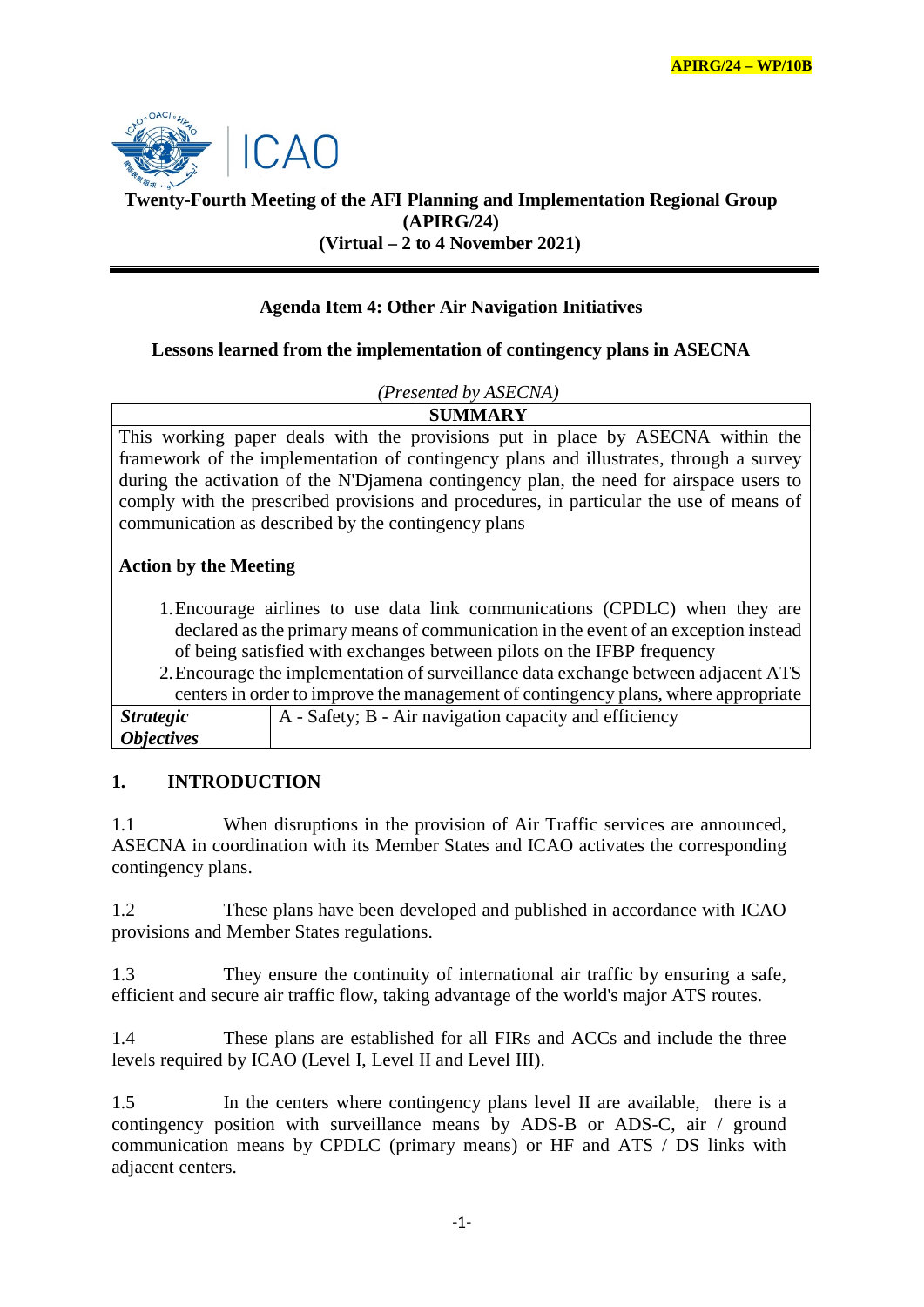APIRG/24 – WP/10B

ICAO

**Twenty-Fourth Meeting of the AFI Planning and Implementation Regional Group (APIRG/24)**
**(Virtual – 2 to 4 November 2021)**

**Agenda Item 4: Other Air Navigation Initiatives**

**Lessons learned from the implementation of contingency plans in ASECNA**

*(Presented by ASECNA)*

| **SUMMARY** | |
|---|---|
| This working paper deals with the provisions put in place by ASECNA within the framework of the implementation of contingency plans and illustrates, through a survey during the activation of the N'Djamena contingency plan, the need for airspace users to comply with the prescribed provisions and procedures, in particular the use of means of communication as described by the contingency plans<br><br>**Action by the Meeting**<br><br>1. Encourage airlines to use data link communications (CPDLC) when they are declared as the primary means of communication in the event of an exception instead of being satisfied with exchanges between pilots on the IFBP frequency<br>2. Encourage the implementation of surveillance data exchange between adjacent ATS centers in order to improve the management of contingency plans, where appropriate | |
| ***Strategic Objectives*** | A - Safety; B - Air navigation capacity and efficiency |

## 1. INTRODUCTION

1.1 When disruptions in the provision of Air Traffic services are announced, ASECNA in coordination with its Member States and ICAO activates the corresponding contingency plans.

1.2 These plans have been developed and published in accordance with ICAO provisions and Member States regulations.

1.3 They ensure the continuity of international air traffic by ensuring a safe, efficient and secure air traffic flow, taking advantage of the world's major ATS routes.

1.4 These plans are established for all FIRs and ACCs and include the three levels required by ICAO (Level I, Level II and Level III).

1.5 In the centers where contingency plans level II are available, there is a contingency position with surveillance means by ADS-B or ADS-C, air / ground communication means by CPDLC (primary means) or HF and ATS / DS links with adjacent centers.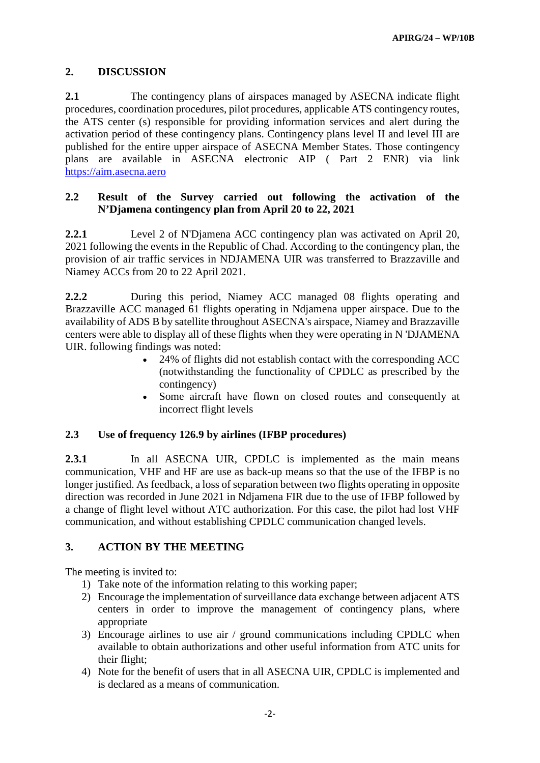## 2. DISCUSSION

**2.1** The contingency plans of airspaces managed by ASECNA indicate flight procedures, coordination procedures, pilot procedures, applicable ATS contingency routes, the ATS center (s) responsible for providing information services and alert during the activation period of these contingency plans. Contingency plans level II and level III are published for the entire upper airspace of ASECNA Member States. Those contingency plans are available in ASECNA electronic AIP ( Part 2 ENR) via link https://aim.asecna.aero

### 2.2 Result of the Survey carried out following the activation of the N'Djamena contingency plan from April 20 to 22, 2021

**2.2.1** Level 2 of N'Djamena ACC contingency plan was activated on April 20, 2021 following the events in the Republic of Chad. According to the contingency plan, the provision of air traffic services in NDJAMENA UIR was transferred to Brazzaville and Niamey ACCs from 20 to 22 April 2021.

**2.2.2** During this period, Niamey ACC managed 08 flights operating and Brazzaville ACC managed 61 flights operating in Ndjamena upper airspace. Due to the availability of ADS B by satellite throughout ASECNA's airspace, Niamey and Brazzaville centers were able to display all of these flights when they were operating in N 'DJAMENA UIR. following findings was noted:

- 24% of flights did not establish contact with the corresponding ACC (notwithstanding the functionality of CPDLC as prescribed by the contingency)
- Some aircraft have flown on closed routes and consequently at incorrect flight levels

### 2.3 Use of frequency 126.9 by airlines (IFBP procedures)

**2.3.1** In all ASECNA UIR, CPDLC is implemented as the main means communication, VHF and HF are use as back-up means so that the use of the IFBP is no longer justified. As feedback, a loss of separation between two flights operating in opposite direction was recorded in June 2021 in Ndjamena FIR due to the use of IFBP followed by a change of flight level without ATC authorization. For this case, the pilot had lost VHF communication, and without establishing CPDLC communication changed levels.

## 3. ACTION BY THE MEETING

The meeting is invited to:

1) Take note of the information relating to this working paper;
2) Encourage the implementation of surveillance data exchange between adjacent ATS centers in order to improve the management of contingency plans, where appropriate
3) Encourage airlines to use air / ground communications including CPDLC when available to obtain authorizations and other useful information from ATC units for their flight;
4) Note for the benefit of users that in all ASECNA UIR, CPDLC is implemented and is declared as a means of communication.